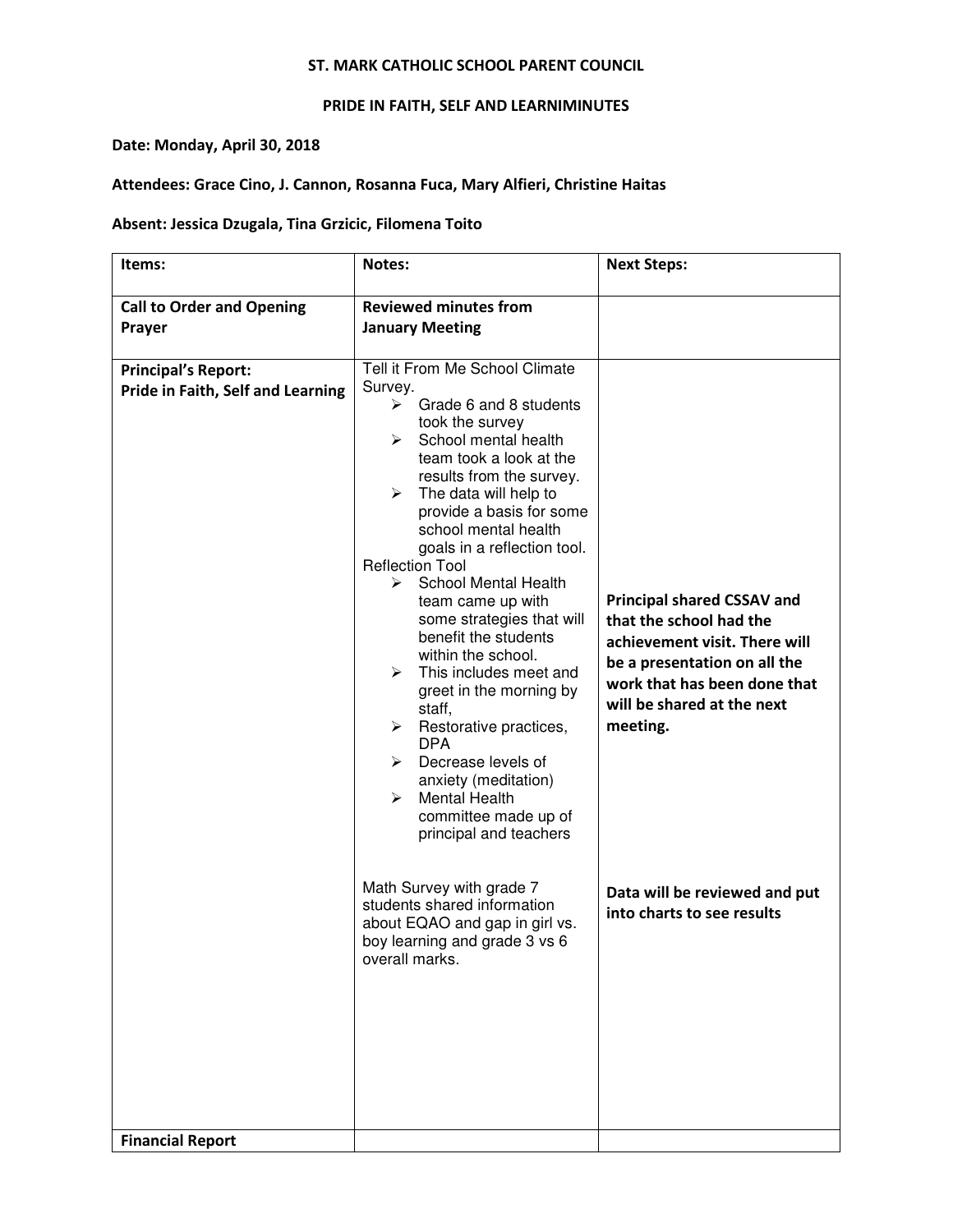**ST. MARK CATHOLIC SCHOOL PARENT COUNCIL**

**PRIDE IN FAITH, SELF AND LEARNIMINUTES**

**Date: Monday, April 30, 2018**

**Attendees: Grace Cino, J. Cannon, Rosanna Fuca, Mary Alfieri, Christine Haitas**

**Absent: Jessica Dzugala, Tina Grzicic, Filomena Toito**

| Items: | Notes: | Next Steps: |
|---|---|---|
| **Call to Order and Opening Prayer** | **Reviewed minutes from January Meeting** | |
| **Principal's Report: Pride in Faith, Self and Learning** | Tell it From Me School Climate Survey.<br>➢ Grade 6 and 8 students took the survey<br>➢ School mental health team took a look at the results from the survey.<br>➢ The data will help to provide a basis for some school mental health goals in a reflection tool.<br>Reflection Tool<br>➢ School Mental Health team came up with some strategies that will benefit the students within the school.<br>➢ This includes meet and greet in the morning by staff,<br>➢ Restorative practices, DPA<br>➢ Decrease levels of anxiety (meditation)<br>➢ Mental Health committee made up of principal and teachers | **Principal shared CSSAV and that the school had the achievement visit. There will be a presentation on all the work that has been done that will be shared at the next meeting.** |
| | Math Survey with grade 7 students shared information about EQAO and gap in girl vs. boy learning and grade 3 vs 6 overall marks. | **Data will be reviewed and put into charts to see results** |
| **Financial Report** | | |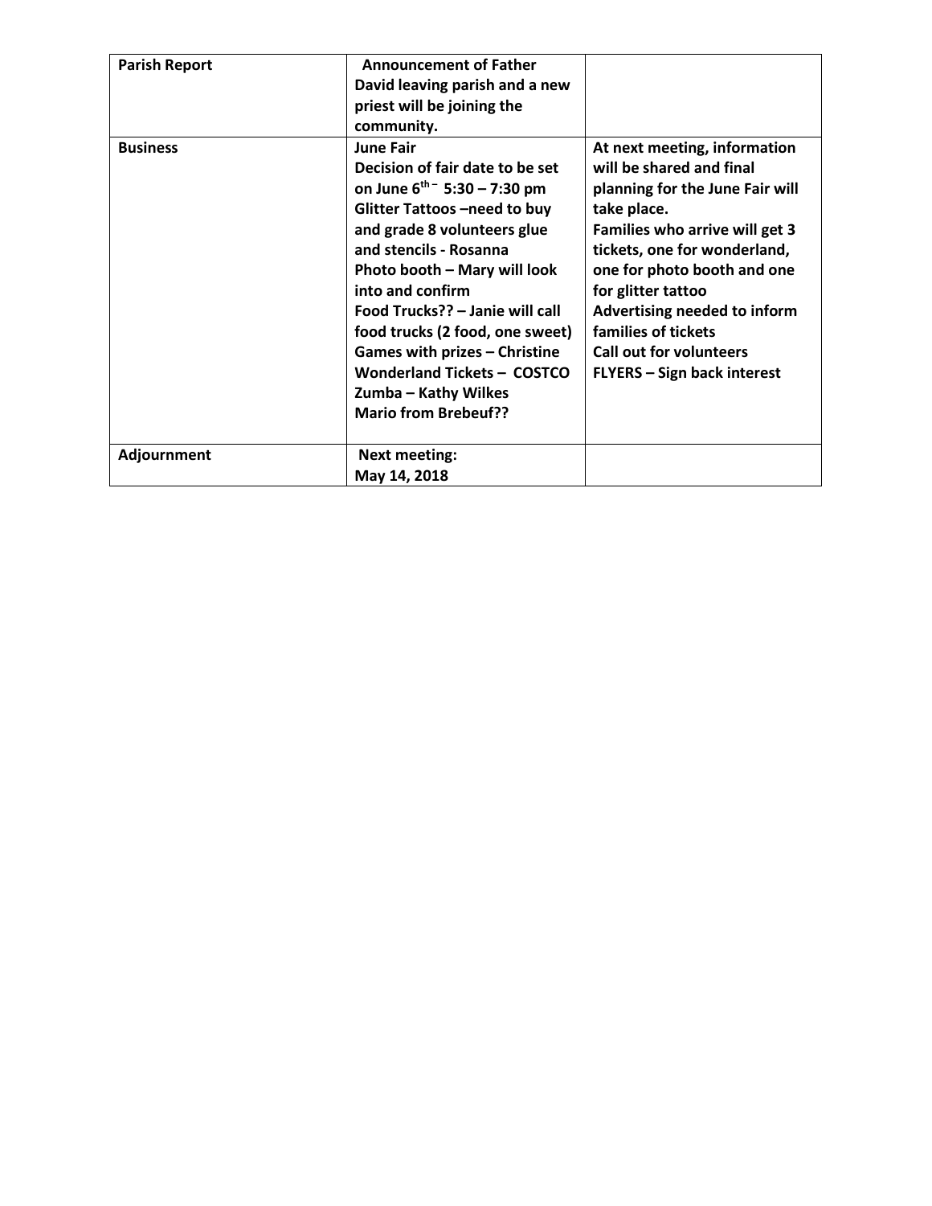| | | |
|---|---|---|
| **Parish Report** | **Announcement of Father David leaving parish and a new priest will be joining the community.** | |
| **Business** | **June Fair**<br>**Decision of fair date to be set on June 6th – 5:30 – 7:30 pm**<br>**Glitter Tattoos –need to buy and grade 8 volunteers glue and stencils - Rosanna**<br>**Photo booth – Mary will look into and confirm**<br>**Food Trucks?? – Janie will call food trucks (2 food, one sweet)**<br>**Games with prizes – Christine**<br>**Wonderland Tickets – COSTCO**<br>**Zumba – Kathy Wilkes**<br>**Mario from Brebeuf??** | **At next meeting, information will be shared and final planning for the June Fair will take place.**<br>**Families who arrive will get 3 tickets, one for wonderland, one for photo booth and one for glitter tattoo**<br>**Advertising needed to inform families of tickets**<br>**Call out for volunteers**<br>**FLYERS – Sign back interest** |
| **Adjournment** | **Next meeting:**<br>**May 14, 2018** | |